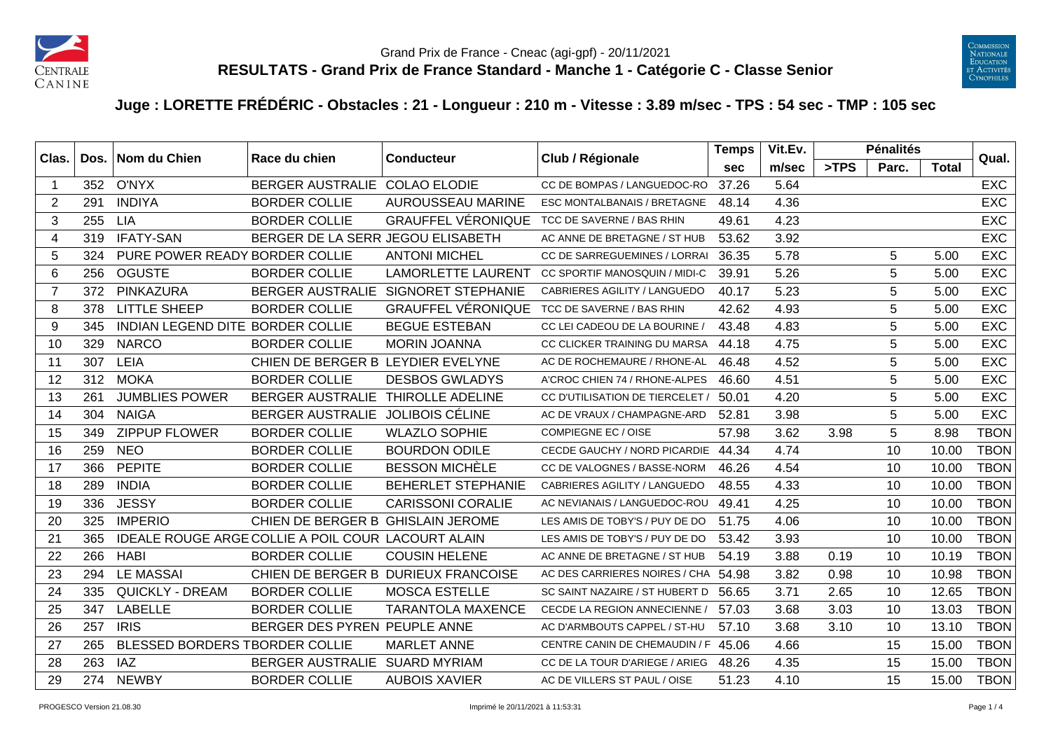Grand Prix de France - Cneac (agi-gpf) - 20/11/2021

**RESULTATS - Grand Prix de France Standard - Manche 1 - Catégorie C - Classe Senior**

## Juge : LORETTE FRÉDÉRIC - Obstacles : 21 - Longueur : 210 m - Vitesse : 3.89 m/sec - TPS : 54 sec - TMP : 105 sec

| Clas. | Dos. | Nom du Chien | Race du chien | Conducteur | Club / Régionale | Temps | Vit.Ev. | Pénalités | | | Qual. |
|---|---|---|---|---|---|---|---|---|---|---|---|
| | | | | | | sec | m/sec | >TPS | Parc. | Total | |
| 1 | 352 | O'NYX | BERGER AUSTRALIE | COLAO ELODIE | CC DE BOMPAS / LANGUEDOC-RO | 37.26 | 5.64 | | | | EXC |
| 2 | 291 | INDIYA | BORDER COLLIE | AUROUSSEAU MARINE | ESC MONTALBANAIS / BRETAGNE | 48.14 | 4.36 | | | | EXC |
| 3 | 255 | LIA | BORDER COLLIE | GRAUFFEL VÉRONIQUE | TCC DE SAVERNE / BAS RHIN | 49.61 | 4.23 | | | | EXC |
| 4 | 319 | IFATY-SAN | BERGER DE LA SERR | JEGOU ELISABETH | AC ANNE DE BRETAGNE / ST HUB | 53.62 | 3.92 | | | | EXC |
| 5 | 324 | PURE POWER READY | BORDER COLLIE | ANTONI MICHEL | CC DE SARREGUEMINES / LORRAI | 36.35 | 5.78 | | 5 | 5.00 | EXC |
| 6 | 256 | OGUSTE | BORDER COLLIE | LAMORLETTE LAURENT | CC SPORTIF MANOSQUIN / MIDI-C | 39.91 | 5.26 | | 5 | 5.00 | EXC |
| 7 | 372 | PINKAZURA | BERGER AUSTRALIE | SIGNORET STEPHANIE | CABRIERES AGILITY / LANGUEDO | 40.17 | 5.23 | | 5 | 5.00 | EXC |
| 8 | 378 | LITTLE SHEEP | BORDER COLLIE | GRAUFFEL VÉRONIQUE | TCC DE SAVERNE / BAS RHIN | 42.62 | 4.93 | | 5 | 5.00 | EXC |
| 9 | 345 | INDIAN LEGEND DITE | BORDER COLLIE | BEGUE ESTEBAN | CC LEI CADEOU DE LA BOURINE / | 43.48 | 4.83 | | 5 | 5.00 | EXC |
| 10 | 329 | NARCO | BORDER COLLIE | MORIN JOANNA | CC CLICKER TRAINING DU MARSA | 44.18 | 4.75 | | 5 | 5.00 | EXC |
| 11 | 307 | LEIA | CHIEN DE BERGER B | LEYDIER EVELYNE | AC DE ROCHEMAURE / RHONE-AL | 46.48 | 4.52 | | 5 | 5.00 | EXC |
| 12 | 312 | MOKA | BORDER COLLIE | DESBOS GWLADYS | A'CROC CHIEN 74 / RHONE-ALPES | 46.60 | 4.51 | | 5 | 5.00 | EXC |
| 13 | 261 | JUMBLIES POWER | BERGER AUSTRALIE | THIROLLE ADELINE | CC D'UTILISATION DE TIERCELET / | 50.01 | 4.20 | | 5 | 5.00 | EXC |
| 14 | 304 | NAIGA | BERGER AUSTRALIE | JOLIBOIS CÉLINE | AC DE VRAUX / CHAMPAGNE-ARD | 52.81 | 3.98 | | 5 | 5.00 | EXC |
| 15 | 349 | ZIPPUP FLOWER | BORDER COLLIE | WLAZLO SOPHIE | COMPIEGNE EC / OISE | 57.98 | 3.62 | 3.98 | 5 | 8.98 | TBON |
| 16 | 259 | NEO | BORDER COLLIE | BOURDON ODILE | CECDE GAUCHY / NORD PICARDIE | 44.34 | 4.74 | | 10 | 10.00 | TBON |
| 17 | 366 | PEPITE | BORDER COLLIE | BESSON MICHÈLE | CC DE VALOGNES / BASSE-NORM | 46.26 | 4.54 | | 10 | 10.00 | TBON |
| 18 | 289 | INDIA | BORDER COLLIE | BEHERLET STEPHANIE | CABRIERES AGILITY / LANGUEDO | 48.55 | 4.33 | | 10 | 10.00 | TBON |
| 19 | 336 | JESSY | BORDER COLLIE | CARISSONI CORALIE | AC NEVIANAIS / LANGUEDOC-ROU | 49.41 | 4.25 | | 10 | 10.00 | TBON |
| 20 | 325 | IMPERIO | CHIEN DE BERGER B | GHISLAIN JEROME | LES AMIS DE TOBY'S / PUY DE DO | 51.75 | 4.06 | | 10 | 10.00 | TBON |
| 21 | 365 | IDEALE ROUGE ARGE | COLLIE A POIL COUR | LACOURT ALAIN | LES AMIS DE TOBY'S / PUY DE DO | 53.42 | 3.93 | | 10 | 10.00 | TBON |
| 22 | 266 | HABI | BORDER COLLIE | COUSIN HELENE | AC ANNE DE BRETAGNE / ST HUB | 54.19 | 3.88 | 0.19 | 10 | 10.19 | TBON |
| 23 | 294 | LE MASSAI | CHIEN DE BERGER B | DURIEUX FRANCOISE | AC DES CARRIERES NOIRES / CHA | 54.98 | 3.82 | 0.98 | 10 | 10.98 | TBON |
| 24 | 335 | QUICKLY - DREAM | BORDER COLLIE | MOSCA ESTELLE | SC SAINT NAZAIRE / ST HUBERT D | 56.65 | 3.71 | 2.65 | 10 | 12.65 | TBON |
| 25 | 347 | LABELLE | BORDER COLLIE | TARANTOLA MAXENCE | CECDE LA REGION ANNECIENNE / | 57.03 | 3.68 | 3.03 | 10 | 13.03 | TBON |
| 26 | 257 | IRIS | BERGER DES PYREN | PEUPLE ANNE | AC D'ARMBOUTS CAPPEL / ST-HU | 57.10 | 3.68 | 3.10 | 10 | 13.10 | TBON |
| 27 | 265 | BLESSED BORDERS T | BORDER COLLIE | MARLET ANNE | CENTRE CANIN DE CHEMAUDIN / F | 45.06 | 4.66 | | 15 | 15.00 | TBON |
| 28 | 263 | IAZ | BERGER AUSTRALIE | SUARD MYRIAM | CC DE LA TOUR D'ARIEGE / ARIEG | 48.26 | 4.35 | | 15 | 15.00 | TBON |
| 29 | 274 | NEWBY | BORDER COLLIE | AUBOIS XAVIER | AC DE VILLERS ST PAUL / OISE | 51.23 | 4.10 | | 15 | 15.00 | TBON |

PROGESCO Version 21.08.30 — Imprimé le 20/11/2021 à 11:53:31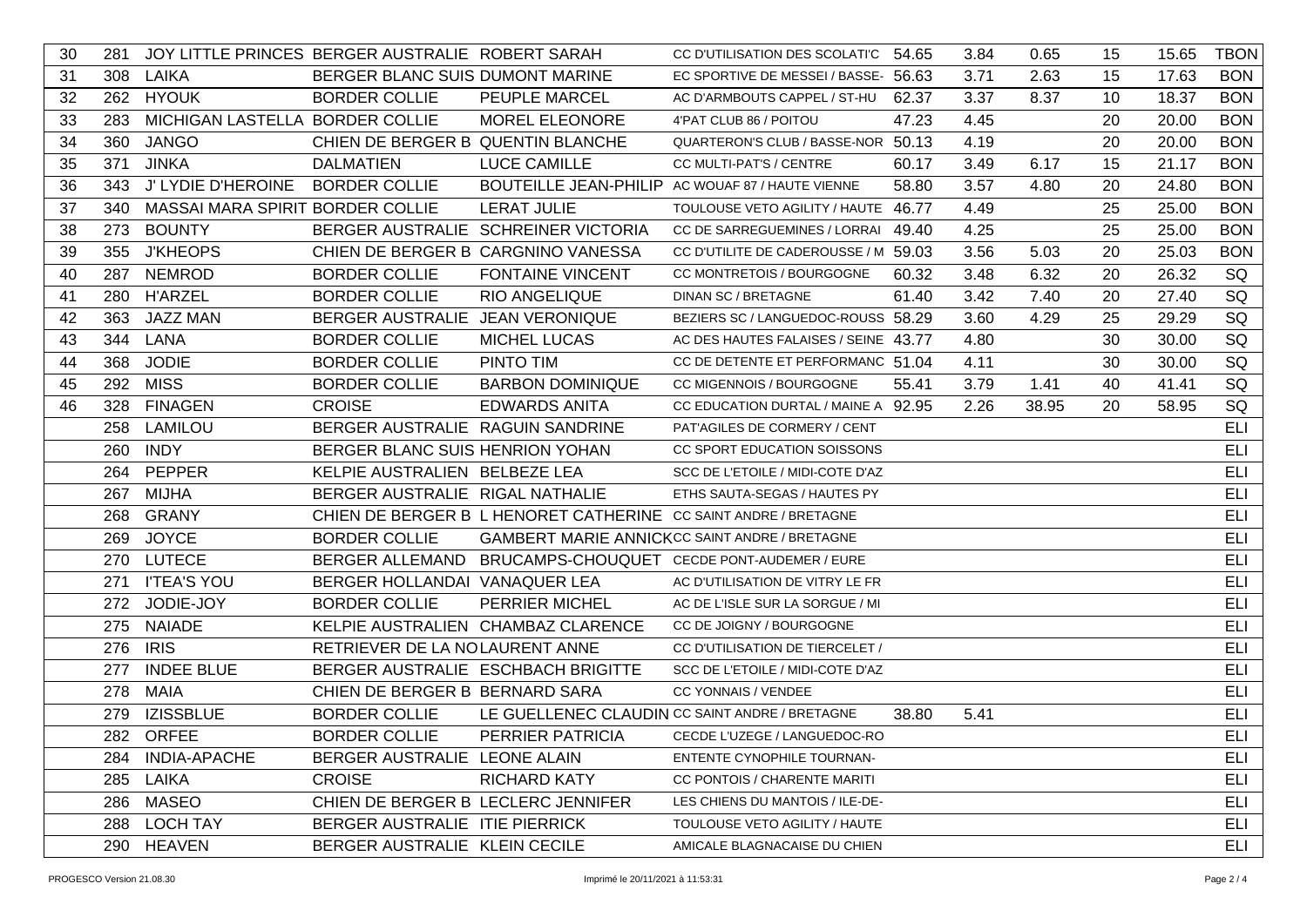| | | | | | | | | | | | |
|---|---|---|---|---|---|---|---|---|---|---|---|
| 30 | 281 | JOY LITTLE PRINCES | BERGER AUSTRALIE | ROBERT SARAH | CC D'UTILISATION DES SCOLATI'C | 54.65 | 3.84 | 0.65 | 15 | 15.65 | TBON |
| 31 | 308 | LAIKA | BERGER BLANC SUIS | DUMONT MARINE | EC SPORTIVE DE MESSEI / BASSE- | 56.63 | 3.71 | 2.63 | 15 | 17.63 | BON |
| 32 | 262 | HYOUK | BORDER COLLIE | PEUPLE MARCEL | AC D'ARMBOUTS CAPPEL / ST-HU | 62.37 | 3.37 | 8.37 | 10 | 18.37 | BON |
| 33 | 283 | MICHIGAN LASTELLA | BORDER COLLIE | MOREL ELEONORE | 4'PAT CLUB 86 / POITOU | 47.23 | 4.45 | | 20 | 20.00 | BON |
| 34 | 360 | JANGO | CHIEN DE BERGER B | QUENTIN BLANCHE | QUARTERON'S CLUB / BASSE-NOR | 50.13 | 4.19 | | 20 | 20.00 | BON |
| 35 | 371 | JINKA | DALMATIEN | LUCE CAMILLE | CC MULTI-PAT'S / CENTRE | 60.17 | 3.49 | 6.17 | 15 | 21.17 | BON |
| 36 | 343 | J' LYDIE D'HEROINE | BORDER COLLIE | BOUTEILLE JEAN-PHILIP | AC WOUAF 87 / HAUTE VIENNE | 58.80 | 3.57 | 4.80 | 20 | 24.80 | BON |
| 37 | 340 | MASSAI MARA SPIRIT | BORDER COLLIE | LERAT JULIE | TOULOUSE VETO AGILITY / HAUTE | 46.77 | 4.49 | | 25 | 25.00 | BON |
| 38 | 273 | BOUNTY | BERGER AUSTRALIE | SCHREINER VICTORIA | CC DE SARREGUEMINES / LORRAI | 49.40 | 4.25 | | 25 | 25.00 | BON |
| 39 | 355 | J'KHEOPS | CHIEN DE BERGER B | CARGNINO VANESSA | CC D'UTILITE DE CADEROUSSE / M | 59.03 | 3.56 | 5.03 | 20 | 25.03 | BON |
| 40 | 287 | NEMROD | BORDER COLLIE | FONTAINE VINCENT | CC MONTRETOIS / BOURGOGNE | 60.32 | 3.48 | 6.32 | 20 | 26.32 | SQ |
| 41 | 280 | H'ARZEL | BORDER COLLIE | RIO ANGELIQUE | DINAN SC / BRETAGNE | 61.40 | 3.42 | 7.40 | 20 | 27.40 | SQ |
| 42 | 363 | JAZZ MAN | BERGER AUSTRALIE | JEAN VERONIQUE | BEZIERS SC / LANGUEDOC-ROUSS | 58.29 | 3.60 | 4.29 | 25 | 29.29 | SQ |
| 43 | 344 | LANA | BORDER COLLIE | MICHEL LUCAS | AC DES HAUTES FALAISES / SEINE | 43.77 | 4.80 | | 30 | 30.00 | SQ |
| 44 | 368 | JODIE | BORDER COLLIE | PINTO TIM | CC DE DETENTE ET PERFORMANC | 51.04 | 4.11 | | 30 | 30.00 | SQ |
| 45 | 292 | MISS | BORDER COLLIE | BARBON DOMINIQUE | CC MIGENNOIS / BOURGOGNE | 55.41 | 3.79 | 1.41 | 40 | 41.41 | SQ |
| 46 | 328 | FINAGEN | CROISE | EDWARDS ANITA | CC EDUCATION DURTAL / MAINE A | 92.95 | 2.26 | 38.95 | 20 | 58.95 | SQ |
| | 258 | LAMILOU | BERGER AUSTRALIE | RAGUIN SANDRINE | PAT'AGILES DE CORMERY / CENT | | | | | | ELI |
| | 260 | INDY | BERGER BLANC SUIS | HENRION YOHAN | CC SPORT EDUCATION SOISSONS | | | | | | ELI |
| | 264 | PEPPER | KELPIE AUSTRALIEN | BELBEZE LEA | SCC DE L'ETOILE / MIDI-COTE D'AZ | | | | | | ELI |
| | 267 | MIJHA | BERGER AUSTRALIE | RIGAL NATHALIE | ETHS SAUTA-SEGAS / HAUTES PY | | | | | | ELI |
| | 268 | GRANY | CHIEN DE BERGER B | L HENORET CATHERINE | CC SAINT ANDRE / BRETAGNE | | | | | | ELI |
| | 269 | JOYCE | BORDER COLLIE | GAMBERT MARIE ANNICK | CC SAINT ANDRE / BRETAGNE | | | | | | ELI |
| | 270 | LUTECE | BERGER ALLEMAND | BRUCAMPS-CHOUQUET | CECDE PONT-AUDEMER / EURE | | | | | | ELI |
| | 271 | I'TEA'S YOU | BERGER HOLLANDAI | VANAQUER LEA | AC D'UTILISATION DE VITRY LE FR | | | | | | ELI |
| | 272 | JODIE-JOY | BORDER COLLIE | PERRIER MICHEL | AC DE L'ISLE SUR LA SORGUE / MI | | | | | | ELI |
| | 275 | NAIADE | KELPIE AUSTRALIEN | CHAMBAZ CLARENCE | CC DE JOIGNY / BOURGOGNE | | | | | | ELI |
| | 276 | IRIS | RETRIEVER DE LA NO | LAURENT ANNE | CC D'UTILISATION DE TIERCELET / | | | | | | ELI |
| | 277 | INDEE BLUE | BERGER AUSTRALIE | ESCHBACH BRIGITTE | SCC DE L'ETOILE / MIDI-COTE D'AZ | | | | | | ELI |
| | 278 | MAIA | CHIEN DE BERGER B | BERNARD SARA | CC YONNAIS / VENDEE | | | | | | ELI |
| | 279 | IZISSBLUE | BORDER COLLIE | LE GUELLENEC CLAUDIN | CC SAINT ANDRE / BRETAGNE | 38.80 | 5.41 | | | | ELI |
| | 282 | ORFEE | BORDER COLLIE | PERRIER PATRICIA | CECDE L'UZEGE / LANGUEDOC-RO | | | | | | ELI |
| | 284 | INDIA-APACHE | BERGER AUSTRALIE | LEONE ALAIN | ENTENTE CYNOPHILE TOURNAN- | | | | | | ELI |
| | 285 | LAIKA | CROISE | RICHARD KATY | CC PONTOIS / CHARENTE MARITI | | | | | | ELI |
| | 286 | MASEO | CHIEN DE BERGER B | LECLERC JENNIFER | LES CHIENS DU MANTOIS / ILE-DE- | | | | | | ELI |
| | 288 | LOCH TAY | BERGER AUSTRALIE | ITIE PIERRICK | TOULOUSE VETO AGILITY / HAUTE | | | | | | ELI |
| | 290 | HEAVEN | BERGER AUSTRALIE | KLEIN CECILE | AMICALE BLAGNACAISE DU CHIEN | | | | | | ELI |

PROGESCO Version 21.08.30 — Imprimé le 20/11/2021 à 11:53:31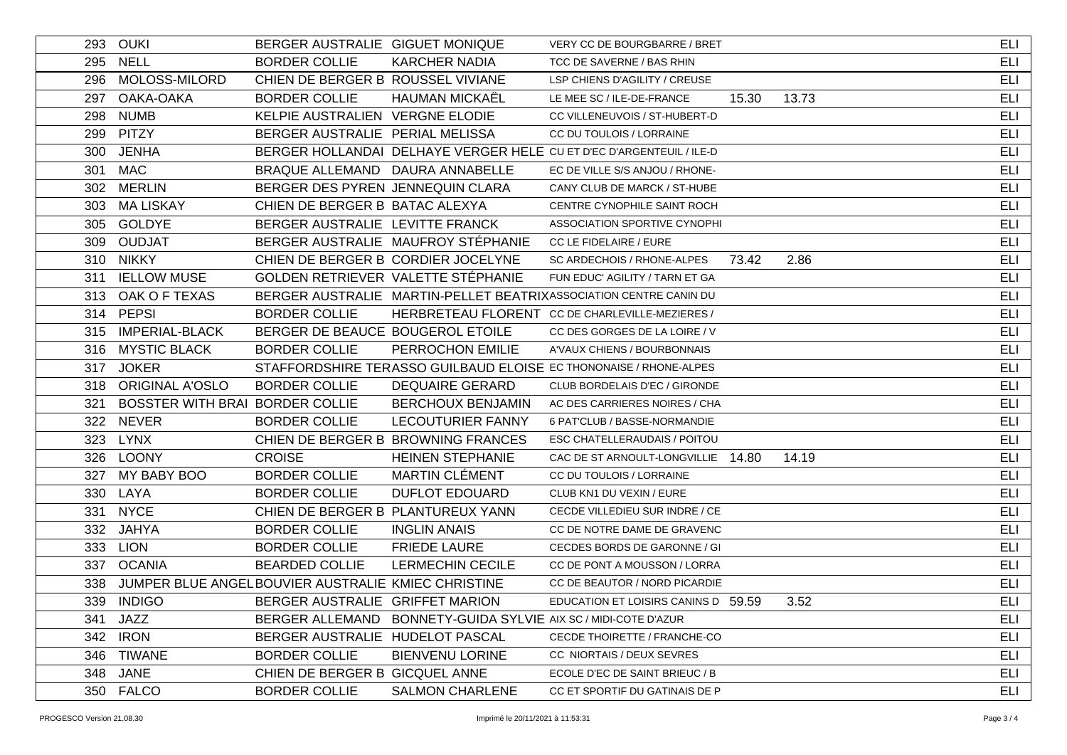| | | | | | | | |
|---|---|---|---|---|---|---|---|
| 293 | OUKI | BERGER AUSTRALIE | GIGUET MONIQUE | VERY CC DE BOURGBARRE / BRET | | | ELI |
| 295 | NELL | BORDER COLLIE | KARCHER NADIA | TCC DE SAVERNE / BAS RHIN | | | ELI |
| 296 | MOLOSS-MILORD | CHIEN DE BERGER B | ROUSSEL VIVIANE | LSP CHIENS D'AGILITY / CREUSE | | | ELI |
| 297 | OAKA-OAKA | BORDER COLLIE | HAUMAN MICKAËL | LE MEE SC / ILE-DE-FRANCE | 15.30 | 13.73 | ELI |
| 298 | NUMB | KELPIE AUSTRALIEN | VERGNE ELODIE | CC VILLENEUVOIS / ST-HUBERT-D | | | ELI |
| 299 | PITZY | BERGER AUSTRALIE | PERIAL MELISSA | CC DU TOULOIS / LORRAINE | | | ELI |
| 300 | JENHA | BERGER HOLLANDAI | DELHAYE VERGER HELE | CU ET D'EC D'ARGENTEUIL / ILE-D | | | ELI |
| 301 | MAC | BRAQUE ALLEMAND | DAURA ANNABELLE | EC DE VILLE S/S ANJOU / RHONE- | | | ELI |
| 302 | MERLIN | BERGER DES PYREN | JENNEQUIN CLARA | CANY CLUB DE MARCK / ST-HUBE | | | ELI |
| 303 | MA LISKAY | CHIEN DE BERGER B | BATAC ALEXYA | CENTRE CYNOPHILE SAINT ROCH | | | ELI |
| 305 | GOLDYE | BERGER AUSTRALIE | LEVITTE FRANCK | ASSOCIATION SPORTIVE CYNOPHI | | | ELI |
| 309 | OUDJAT | BERGER AUSTRALIE | MAUFROY STÉPHANIE | CC LE FIDELAIRE / EURE | | | ELI |
| 310 | NIKKY | CHIEN DE BERGER B | CORDIER JOCELYNE | SC ARDECHOIS / RHONE-ALPES | 73.42 | 2.86 | ELI |
| 311 | IELLOW MUSE | GOLDEN RETRIEVER | VALETTE STÉPHANIE | FUN EDUC' AGILITY / TARN ET GA | | | ELI |
| 313 | OAK O F TEXAS | BERGER AUSTRALIE | MARTIN-PELLET BEATRIX | ASSOCIATION CENTRE CANIN DU | | | ELI |
| 314 | PEPSI | BORDER COLLIE | HERBRETEAU FLORENT | CC DE CHARLEVILLE-MEZIERES / | | | ELI |
| 315 | IMPERIAL-BLACK | BERGER DE BEAUCE | BOUGEROL ETOILE | CC DES GORGES DE LA LOIRE / V | | | ELI |
| 316 | MYSTIC BLACK | BORDER COLLIE | PERROCHON EMILIE | A'VAUX CHIENS / BOURBONNAIS | | | ELI |
| 317 | JOKER | STAFFORDSHIRE TER | ASSO GUILBAUD ELOISE | EC THONONAISE / RHONE-ALPES | | | ELI |
| 318 | ORIGINAL A'OSLO | BORDER COLLIE | DEQUAIRE GERARD | CLUB BORDELAIS D'EC / GIRONDE | | | ELI |
| 321 | BOSSTER WITH BRAI | BORDER COLLIE | BERCHOUX BENJAMIN | AC DES CARRIERES NOIRES / CHA | | | ELI |
| 322 | NEVER | BORDER COLLIE | LECOUTURIER FANNY | 6 PAT'CLUB / BASSE-NORMANDIE | | | ELI |
| 323 | LYNX | CHIEN DE BERGER B | BROWNING FRANCES | ESC CHATELLERAUDAIS / POITOU | | | ELI |
| 326 | LOONY | CROISE | HEINEN STEPHANIE | CAC DE ST ARNOULT-LONGVILLIE | 14.80 | 14.19 | ELI |
| 327 | MY BABY BOO | BORDER COLLIE | MARTIN CLÉMENT | CC DU TOULOIS / LORRAINE | | | ELI |
| 330 | LAYA | BORDER COLLIE | DUFLOT EDOUARD | CLUB KN1 DU VEXIN / EURE | | | ELI |
| 331 | NYCE | CHIEN DE BERGER B | PLANTUREUX YANN | CECDE VILLEDIEU SUR INDRE / CE | | | ELI |
| 332 | JAHYA | BORDER COLLIE | INGLIN ANAIS | CC DE NOTRE DAME DE GRAVENC | | | ELI |
| 333 | LION | BORDER COLLIE | FRIEDE LAURE | CECDES BORDS DE GARONNE / GI | | | ELI |
| 337 | OCANIA | BEARDED COLLIE | LERMECHIN CECILE | CC DE PONT A MOUSSON / LORRA | | | ELI |
| 338 | JUMPER BLUE ANGEL | BOUVIER AUSTRALIE | KMIEC CHRISTINE | CC DE BEAUTOR / NORD PICARDIE | | | ELI |
| 339 | INDIGO | BERGER AUSTRALIE | GRIFFET MARION | EDUCATION ET LOISIRS CANINS D | 59.59 | 3.52 | ELI |
| 341 | JAZZ | BERGER ALLEMAND | BONNETY-GUIDA SYLVIE | AIX SC / MIDI-COTE D'AZUR | | | ELI |
| 342 | IRON | BERGER AUSTRALIE | HUDELOT PASCAL | CECDE THOIRETTE / FRANCHE-CO | | | ELI |
| 346 | TIWANE | BORDER COLLIE | BIENVENU LORINE | CC NIORTAIS / DEUX SEVRES | | | ELI |
| 348 | JANE | CHIEN DE BERGER B | GICQUEL ANNE | ECOLE D'EC DE SAINT BRIEUC / B | | | ELI |
| 350 | FALCO | BORDER COLLIE | SALMON CHARLENE | CC ET SPORTIF DU GATINAIS DE P | | | ELI |

PROGESCO Version 21.08.30 — Imprimé le 20/11/2021 à 11:53:31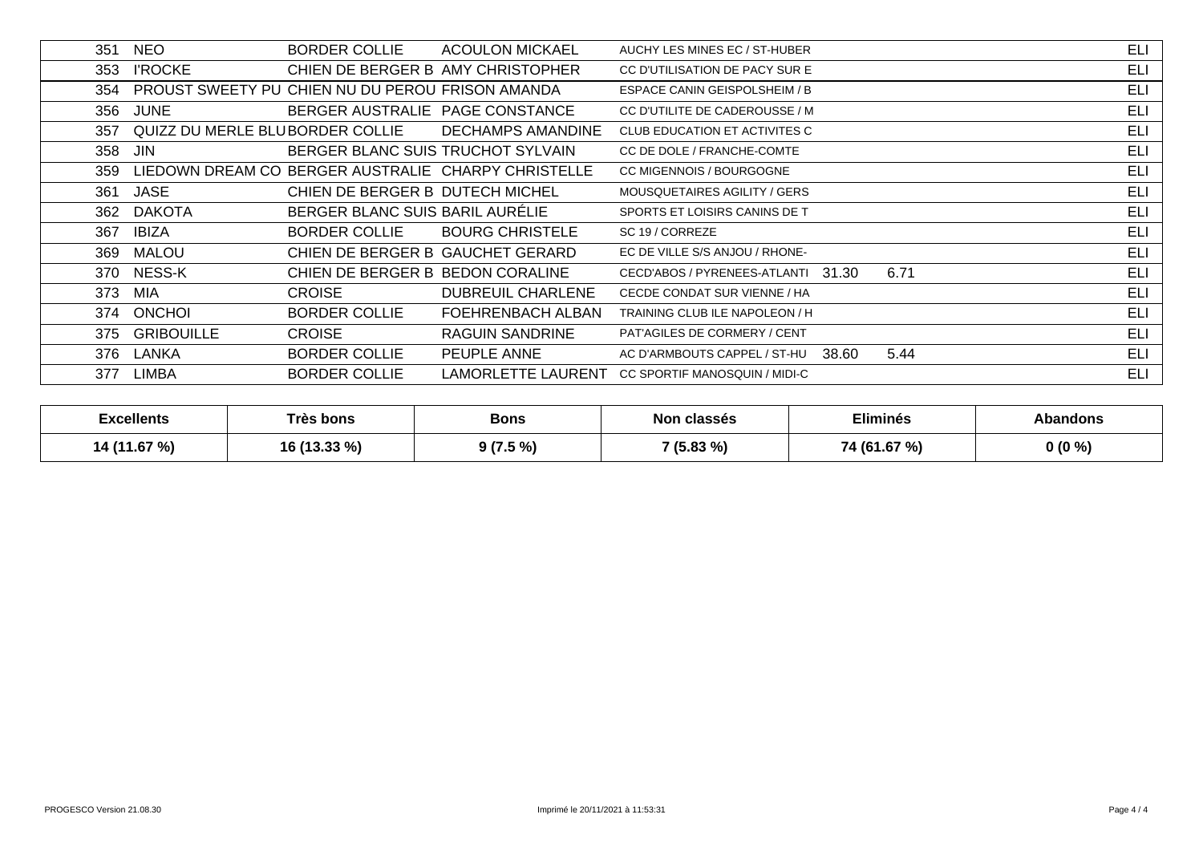| | | | | | | | |
|---|---|---|---|---|---|---|---|
| 351 | NEO | BORDER COLLIE | ACOULON MICKAEL | AUCHY LES MINES EC / ST-HUBER | | | ELI |
| 353 | I'ROCKE | CHIEN DE BERGER B | AMY CHRISTOPHER | CC D'UTILISATION DE PACY SUR E | | | ELI |
| 354 | PROUST SWEETY PU | CHIEN NU DU PEROU | FRISON AMANDA | ESPACE CANIN GEISPOLSHEIM / B | | | ELI |
| 356 | JUNE | BERGER AUSTRALIE | PAGE CONSTANCE | CC D'UTILITE DE CADEROUSSE / M | | | ELI |
| 357 | QUIZZ DU MERLE BLU | BORDER COLLIE | DECHAMPS AMANDINE | CLUB EDUCATION ET ACTIVITES C | | | ELI |
| 358 | JIN | BERGER BLANC SUIS | TRUCHOT SYLVAIN | CC DE DOLE / FRANCHE-COMTE | | | ELI |
| 359 | LIEDOWN DREAM CO | BERGER AUSTRALIE | CHARPY CHRISTELLE | CC MIGENNOIS / BOURGOGNE | | | ELI |
| 361 | JASE | CHIEN DE BERGER B | DUTECH MICHEL | MOUSQUETAIRES AGILITY / GERS | | | ELI |
| 362 | DAKOTA | BERGER BLANC SUIS | BARIL AURÉLIE | SPORTS ET LOISIRS CANINS DE T | | | ELI |
| 367 | IBIZA | BORDER COLLIE | BOURG CHRISTELE | SC 19 / CORREZE | | | ELI |
| 369 | MALOU | CHIEN DE BERGER B | GAUCHET GERARD | EC DE VILLE S/S ANJOU / RHONE- | | | ELI |
| 370 | NESS-K | CHIEN DE BERGER B | BEDON CORALINE | CECD'ABOS / PYRENEES-ATLANTI | 31.30 | 6.71 | ELI |
| 373 | MIA | CROISE | DUBREUIL CHARLENE | CECDE CONDAT SUR VIENNE / HA | | | ELI |
| 374 | ONCHOI | BORDER COLLIE | FOEHRENBACH ALBAN | TRAINING CLUB ILE NAPOLEON / H | | | ELI |
| 375 | GRIBOUILLE | CROISE | RAGUIN SANDRINE | PAT'AGILES DE CORMERY / CENT | | | ELI |
| 376 | LANKA | BORDER COLLIE | PEUPLE ANNE | AC D'ARMBOUTS CAPPEL / ST-HU | 38.60 | 5.44 | ELI |
| 377 | LIMBA | BORDER COLLIE | LAMORLETTE LAURENT | CC SPORTIF MANOSQUIN / MIDI-C | | | ELI |

| Excellents | Très bons | Bons | Non classés | Eliminés | Abandons |
|---|---|---|---|---|---|
| 14 (11.67 %) | 16 (13.33 %) | 9 (7.5 %) | 7 (5.83 %) | 74 (61.67 %) | 0 (0 %) |

PROGESCO Version 21.08.30 Imprimé le 20/11/2021 à 11:53:31